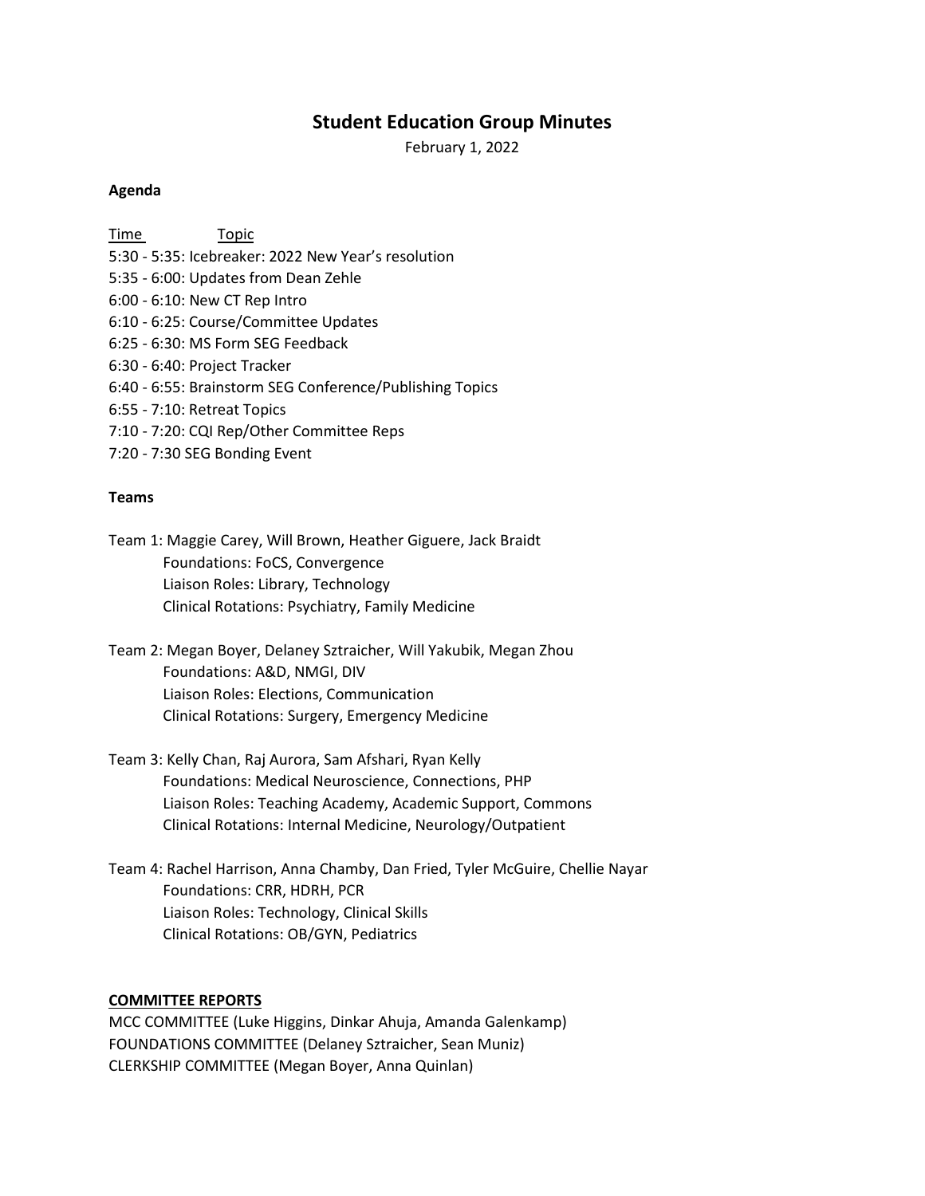# Student Education Group Minutes

February 1, 2022

**Agenda**

Time Topic

5:30 - 5:35: Icebreaker: 2022 New Year's resolution
5:35 - 6:00: Updates from Dean Zehle
6:00 - 6:10: New CT Rep Intro
6:10 - 6:25: Course/Committee Updates
6:25 - 6:30: MS Form SEG Feedback
6:30 - 6:40: Project Tracker
6:40 - 6:55: Brainstorm SEG Conference/Publishing Topics
6:55 - 7:10: Retreat Topics
7:10 - 7:20: CQI Rep/Other Committee Reps
7:20 - 7:30 SEG Bonding Event

**Teams**

Team 1: Maggie Carey, Will Brown, Heather Giguere, Jack Braidt
Foundations: FoCS, Convergence
Liaison Roles: Library, Technology
Clinical Rotations: Psychiatry, Family Medicine

Team 2: Megan Boyer, Delaney Sztraicher, Will Yakubik, Megan Zhou
Foundations: A&D, NMGI, DIV
Liaison Roles: Elections, Communication
Clinical Rotations: Surgery, Emergency Medicine

Team 3: Kelly Chan, Raj Aurora, Sam Afshari, Ryan Kelly
Foundations: Medical Neuroscience, Connections, PHP
Liaison Roles: Teaching Academy, Academic Support, Commons
Clinical Rotations: Internal Medicine, Neurology/Outpatient

Team 4: Rachel Harrison, Anna Chamby, Dan Fried, Tyler McGuire, Chellie Nayar
Foundations: CRR, HDRH, PCR
Liaison Roles: Technology, Clinical Skills
Clinical Rotations: OB/GYN, Pediatrics

**COMMITTEE REPORTS**

MCC COMMITTEE (Luke Higgins, Dinkar Ahuja, Amanda Galenkamp)
FOUNDATIONS COMMITTEE (Delaney Sztraicher, Sean Muniz)
CLERKSHIP COMMITTEE (Megan Boyer, Anna Quinlan)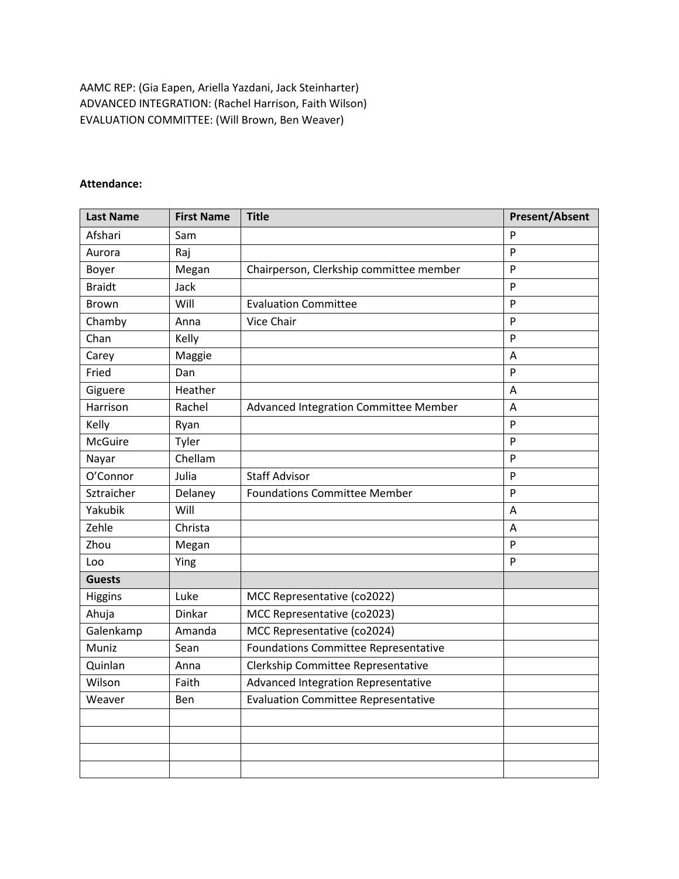AAMC REP: (Gia Eapen, Ariella Yazdani, Jack Steinharter)
ADVANCED INTEGRATION: (Rachel Harrison, Faith Wilson)
EVALUATION COMMITTEE: (Will Brown, Ben Weaver)

**Attendance:**

| Last Name | First Name | Title | Present/Absent |
|---|---|---|---|
| Afshari | Sam | | P |
| Aurora | Raj | | P |
| Boyer | Megan | Chairperson, Clerkship committee member | P |
| Braidt | Jack | | P |
| Brown | Will | Evaluation Committee | P |
| Chamby | Anna | Vice Chair | P |
| Chan | Kelly | | P |
| Carey | Maggie | | A |
| Fried | Dan | | P |
| Giguere | Heather | | A |
| Harrison | Rachel | Advanced Integration Committee Member | A |
| Kelly | Ryan | | P |
| McGuire | Tyler | | P |
| Nayar | Chellam | | P |
| O'Connor | Julia | Staff Advisor | P |
| Sztraicher | Delaney | Foundations Committee Member | P |
| Yakubik | Will | | A |
| Zehle | Christa | | A |
| Zhou | Megan | | P |
| Loo | Ying | | P |
| **Guests** | | | |
| Higgins | Luke | MCC Representative (co2022) | |
| Ahuja | Dinkar | MCC Representative (co2023) | |
| Galenkamp | Amanda | MCC Representative (co2024) | |
| Muniz | Sean | Foundations Committee Representative | |
| Quinlan | Anna | Clerkship Committee Representative | |
| Wilson | Faith | Advanced Integration Representative | |
| Weaver | Ben | Evaluation Committee Representative | |
| | | | |
| | | | |
| | | | |
| | | | |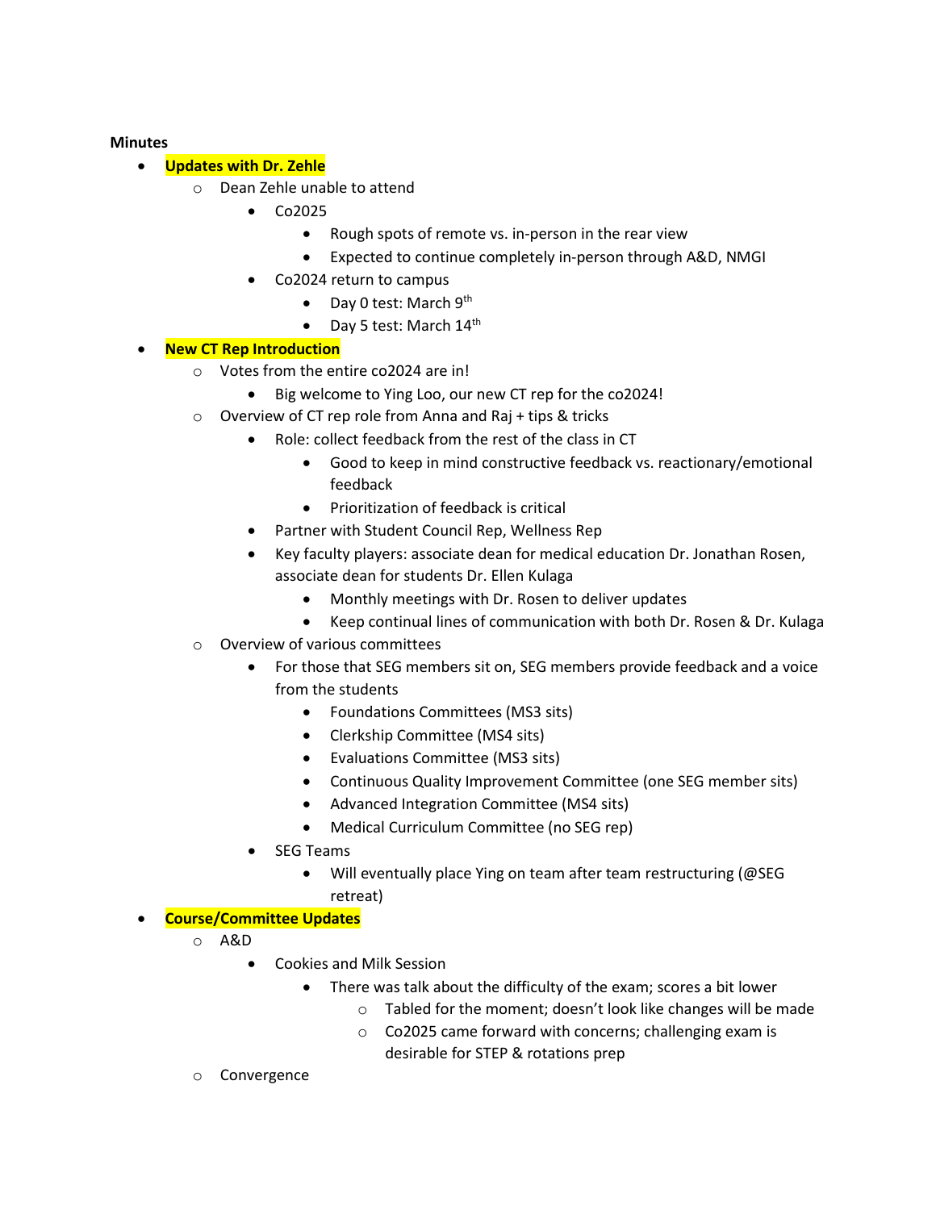**Minutes**

- **Updates with Dr. Zehle**
    - Dean Zehle unable to attend
        - Co2025
            - Rough spots of remote vs. in-person in the rear view
            - Expected to continue completely in-person through A&D, NMGI
        - Co2024 return to campus
            - Day 0 test: March 9th
            - Day 5 test: March 14th
- **New CT Rep Introduction**
    - Votes from the entire co2024 are in!
        - Big welcome to Ying Loo, our new CT rep for the co2024!
    - Overview of CT rep role from Anna and Raj + tips & tricks
        - Role: collect feedback from the rest of the class in CT
            - Good to keep in mind constructive feedback vs. reactionary/emotional feedback
            - Prioritization of feedback is critical
        - Partner with Student Council Rep, Wellness Rep
        - Key faculty players: associate dean for medical education Dr. Jonathan Rosen, associate dean for students Dr. Ellen Kulaga
            - Monthly meetings with Dr. Rosen to deliver updates
            - Keep continual lines of communication with both Dr. Rosen & Dr. Kulaga
    - Overview of various committees
        - For those that SEG members sit on, SEG members provide feedback and a voice from the students
            - Foundations Committees (MS3 sits)
            - Clerkship Committee (MS4 sits)
            - Evaluations Committee (MS3 sits)
            - Continuous Quality Improvement Committee (one SEG member sits)
            - Advanced Integration Committee (MS4 sits)
            - Medical Curriculum Committee (no SEG rep)
        - SEG Teams
            - Will eventually place Ying on team after team restructuring (@SEG retreat)
- **Course/Committee Updates**
    - A&D
        - Cookies and Milk Session
            - There was talk about the difficulty of the exam; scores a bit lower
                - Tabled for the moment; doesn't look like changes will be made
                - Co2025 came forward with concerns; challenging exam is desirable for STEP & rotations prep
    - Convergence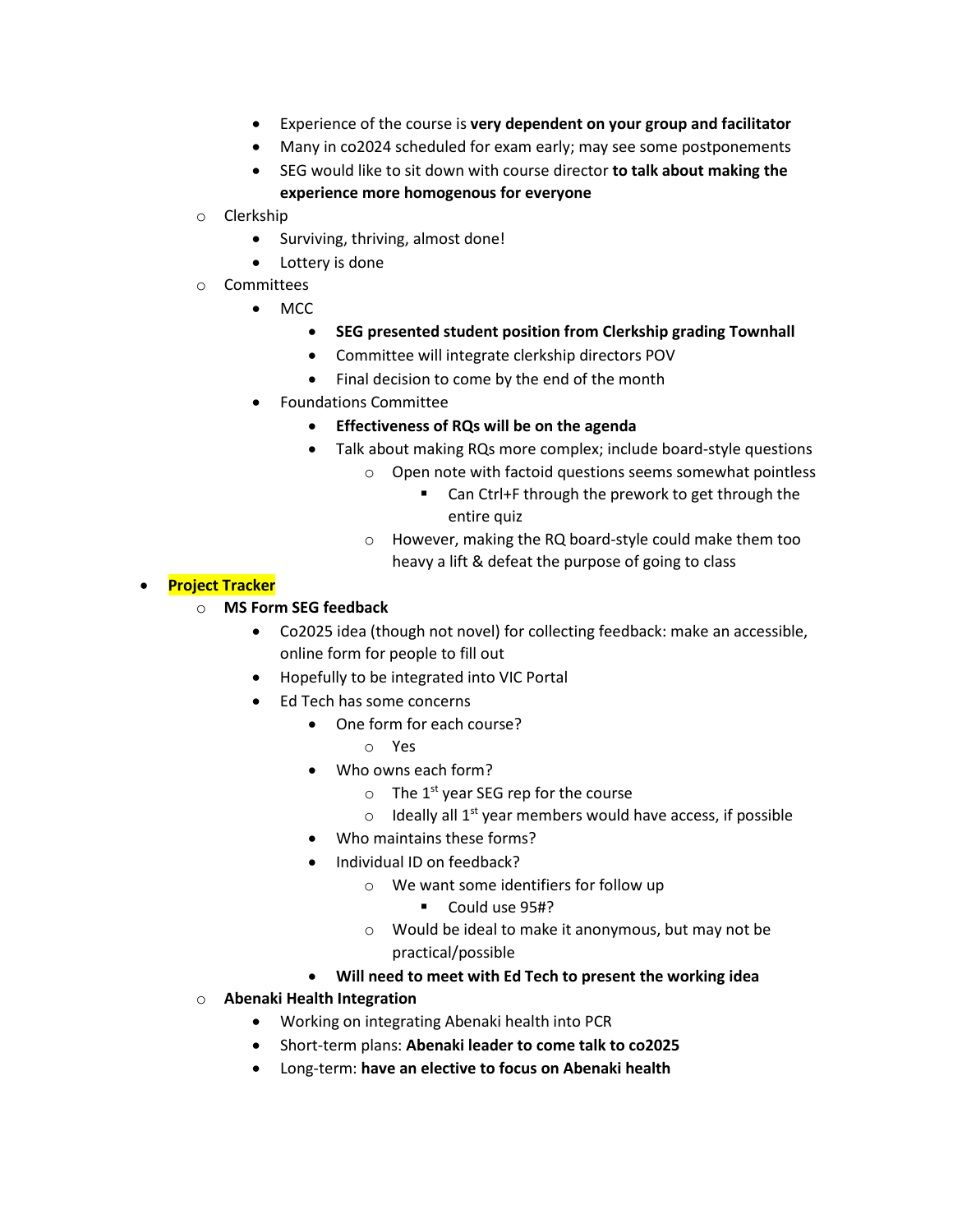- Experience of the course is **very dependent on your group and facilitator**
    - Many in co2024 scheduled for exam early; may see some postponements
    - SEG would like to sit down with course director **to talk about making the experience more homogenous for everyone**
  - Clerkship
    - Surviving, thriving, almost done!
    - Lottery is done
  - Committees
    - MCC
      - **SEG presented student position from Clerkship grading Townhall**
      - Committee will integrate clerkship directors POV
      - Final decision to come by the end of the month
    - Foundations Committee
      - **Effectiveness of RQs will be on the agenda**
      - Talk about making RQs more complex; include board-style questions
        - Open note with factoid questions seems somewhat pointless
          - Can Ctrl+F through the prework to get through the entire quiz
        - However, making the RQ board-style could make them too heavy a lift & defeat the purpose of going to class

- **Project Tracker**
  - **MS Form SEG feedback**
    - Co2025 idea (though not novel) for collecting feedback: make an accessible, online form for people to fill out
    - Hopefully to be integrated into VIC Portal
    - Ed Tech has some concerns
      - One form for each course?
        - Yes
      - Who owns each form?
        - The 1st year SEG rep for the course
        - Ideally all 1st year members would have access, if possible
      - Who maintains these forms?
      - Individual ID on feedback?
        - We want some identifiers for follow up
          - Could use 95#?
        - Would be ideal to make it anonymous, but may not be practical/possible
      - **Will need to meet with Ed Tech to present the working idea**
  - **Abenaki Health Integration**
    - Working on integrating Abenaki health into PCR
    - Short-term plans: **Abenaki leader to come talk to co2025**
    - Long-term: **have an elective to focus on Abenaki health**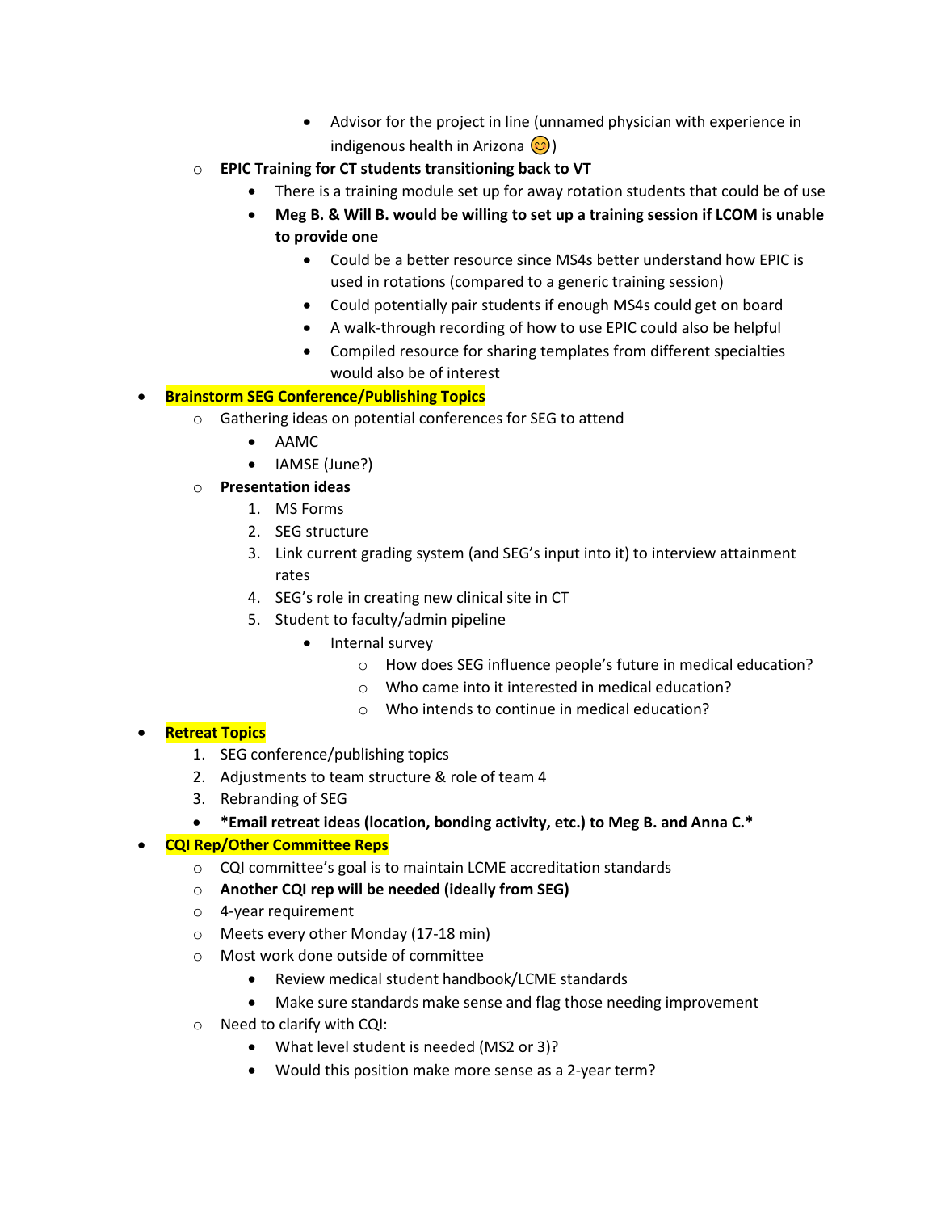- Advisor for the project in line (unnamed physician with experience in indigenous health in Arizona 😊)
    - **EPIC Training for CT students transitioning back to VT**
        - There is a training module set up for away rotation students that could be of use
        - **Meg B. & Will B. would be willing to set up a training session if LCOM is unable to provide one**
            - Could be a better resource since MS4s better understand how EPIC is used in rotations (compared to a generic training session)
            - Could potentially pair students if enough MS4s could get on board
            - A walk-through recording of how to use EPIC could also be helpful
            - Compiled resource for sharing templates from different specialties would also be of interest
- **Brainstorm SEG Conference/Publishing Topics**
    - Gathering ideas on potential conferences for SEG to attend
        - AAMC
        - IAMSE (June?)
    - **Presentation ideas**
        1. MS Forms
        2. SEG structure
        3. Link current grading system (and SEG's input into it) to interview attainment rates
        4. SEG's role in creating new clinical site in CT
        5. Student to faculty/admin pipeline
            - Internal survey
                - How does SEG influence people's future in medical education?
                - Who came into it interested in medical education?
                - Who intends to continue in medical education?
- **Retreat Topics**
    1. SEG conference/publishing topics
    2. Adjustments to team structure & role of team 4
    3. Rebranding of SEG
    - ***Email retreat ideas (location, bonding activity, etc.) to Meg B. and Anna C.***
- **CQI Rep/Other Committee Reps**
    - CQI committee's goal is to maintain LCME accreditation standards
    - **Another CQI rep will be needed (ideally from SEG)**
    - 4-year requirement
    - Meets every other Monday (17-18 min)
    - Most work done outside of committee
        - Review medical student handbook/LCME standards
        - Make sure standards make sense and flag those needing improvement
    - Need to clarify with CQI:
        - What level student is needed (MS2 or 3)?
        - Would this position make more sense as a 2-year term?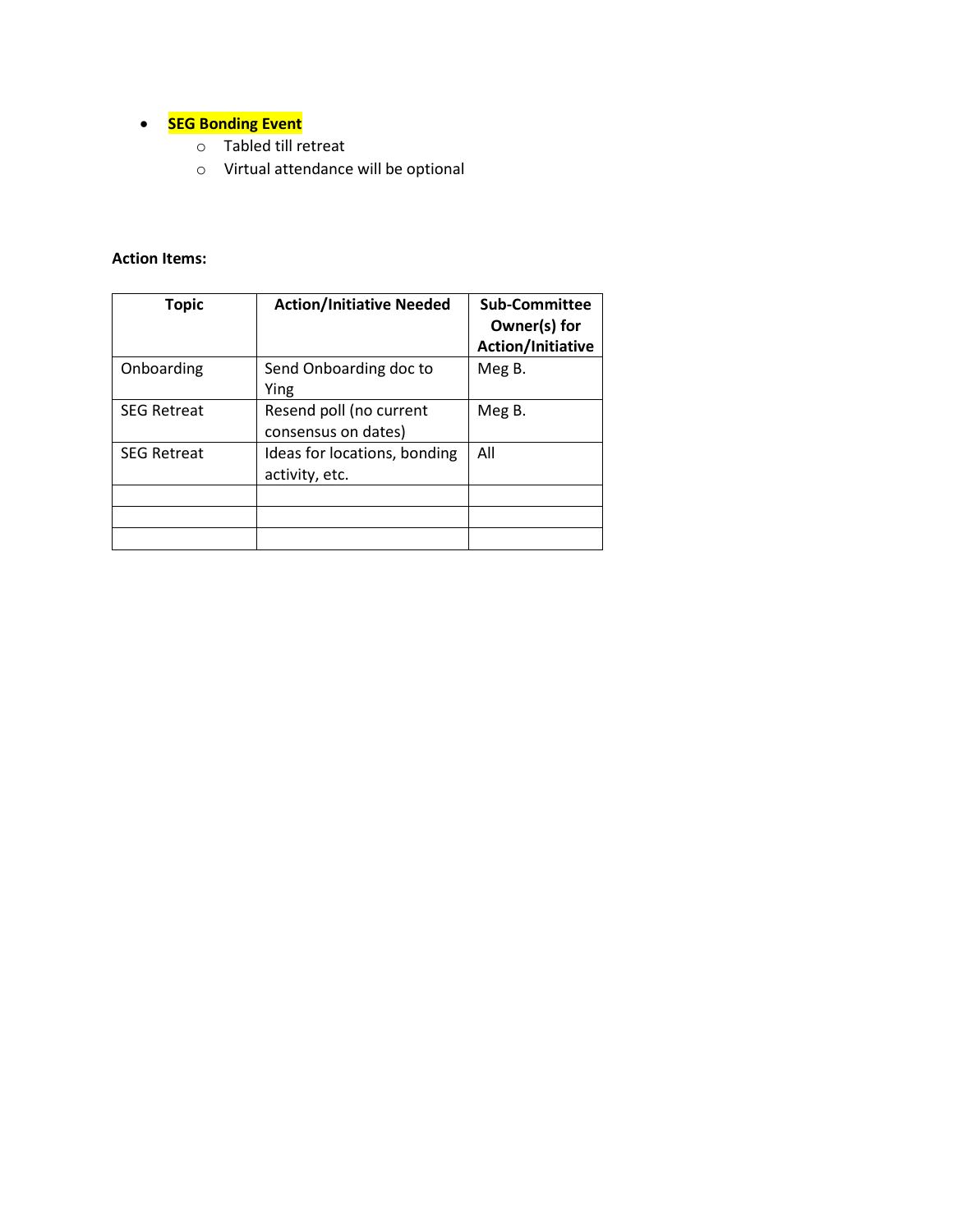- **SEG Bonding Event**
  - Tabled till retreat
  - Virtual attendance will be optional

**Action Items:**

| Topic | Action/Initiative Needed | Sub-Committee Owner(s) for Action/Initiative |
|---|---|---|
| Onboarding | Send Onboarding doc to Ying | Meg B. |
| SEG Retreat | Resend poll (no current consensus on dates) | Meg B. |
| SEG Retreat | Ideas for locations, bonding activity, etc. | All |
| | | |
| | | |
| | | |